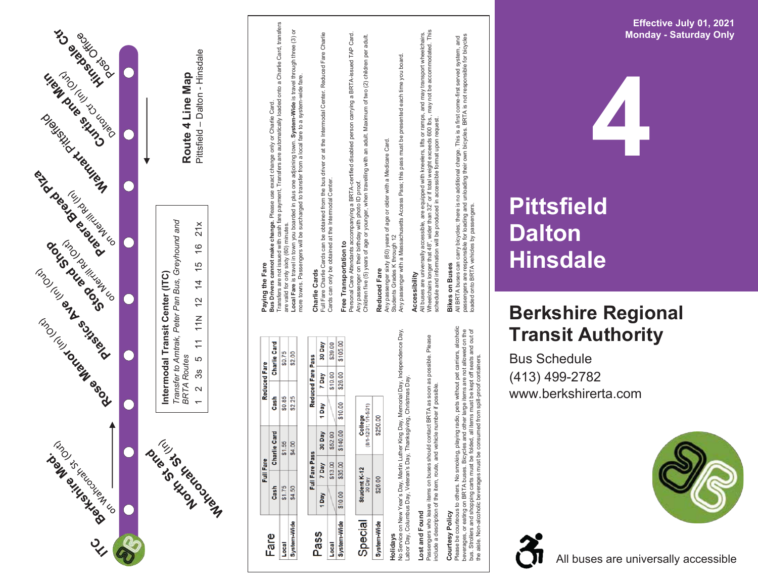Effective July 01, 2021
Monday - Saturday Only

# 4

# Pittsfield Dalton Hinsdale

## Berkshire Regional Transit Authority

Bus Schedule
(413) 499-2782
www.berkshirerta.com

All buses are universally accessible

## Route 4 Line Map

Pittsfield – Dalton - Hinsdale

- ITC
- Berkshire Med. on Wahconah St (Out)
- North St and Wahconah St (In)
- Rose Manor (In) (Out)
- Plastics Ave (In) (Out)
- Stop and Shop on Merrill Rd (Out)
- Panera Bread Plza on Merrill Rd (In)
- Walmart Pittsfield
- Curtis and Main Dalton Ctr (In) (Out)
- Hinsdale Ctr Post Office

**Intermodal Transit Center (ITC)**
*Transfer to Amtrak, Peter Pan Bus, Greyhound and BRTA Routes*
1 2 3s 5 11 11N 12 14 15 16 21x

## Fare

| | Full Fare | | Reduced Fare | |
|---|---|---|---|---|
| | Cash | Charlie Card | Cash | Charlie Card |
| Local | $1.75 | $1.55 | $0.85 | $0.75 |
| System-Wide | $4.50 | $4.00 | $2.25 | $2.00 |

## Pass

| | Full Fare Pass | | | Reduced Fare Pass | | |
|---|---|---|---|---|---|---|
| | 1 Day | 7 Day | 30 Day | 1 Day | 7 Day | 30 Day |
| Local | | $13.00 | $52.00 | | $10.00 | $39.00 |
| System-Wide | $10.00 | $35.00 | $140.00 | $10.00 | $26.00 | $105.00 |

## Special

| | Student K-12 30 Day | College (8/1-12/31; 1/1-5/31) |
|---|---|---|
| System-Wide | $26.00 | $250.00 |

**Holidays**
No Service on New Year's Day, Martin Luther King Day, Memorial Day, Independence Day, Labor Day, Columbus Day, Veteran's Day, Thanksgiving, Christmas Day.

**Lost and Found**
Passengers who leave items on buses should contact BRTA as soon as possible. Please include a description of the item, route, and vehicle number if possible.

**Courtesy Policy**
Please be courteous to others. No smoking, playing radio, pets without pet carriers, alcoholic beverages, or eating on BRTA buses. Bicycles and other large items are not allowed on the bus. Strollers and shopping carts must be folded, all items must be kept off seats and out of the aisle. Non-alcoholic beverages must be consumed from spill-proof containers.

**Paying the Fare**
**Bus Drivers cannot make change.** Please use exact change only or Charlie Card.
Transfers are not issued with cash fare payment. Transfers are automatically loaded onto a Charlie Card, transfers are valid for only sixty (60) minutes.
**Local Fare** is travel in town you boarded in plus one adjoining town. **System-Wide** is travel through three (3) or more towns. Passengers will be surcharged to transfer from a local fare to a system-wide fare.

**Charlie Cards**
Full Fare Charlie Cards can be obtained from the bus driver or at the Intermodal Center. Reduced Fare Charlie Cards can only be obtained at the Intermodal Center.

**Free Transportation to**
Personal Care Attendants accompanying a BRTA-certified disabled person carrying a BRTA-issued TAP Card.
Any passenger on their birthday with photo ID proof.
Children five (5) years of age or younger, when travelling with an adult. Maximum of two (2) children per adult.

**Reduced Fare**
Any passenger sixty (60) years of age or older with a Medicare Card.
Students Grades K through 12
Any passenger with a Massachusetts Access Pass; this pass must be presented each time you board.

**Accessibility**
All buses are universally accessible, are equipped with kneelers, lifts or ramps, and may transport wheelchairs. Wheelchairs longer that 48", wider than 32" or if total weight exceeds 600 lbs., may not be accommodated. This schedule and information will be produced in accessible format upon request.

**Bikes on Buses**
All BRTA buses can carry bicycles; there is no additional charge. This is a first come-first served system, and passengers are responsible for loading and unloading their own bicycles. BRTA is not responsible for bicycles loaded onto BRTA vehicles by passengers.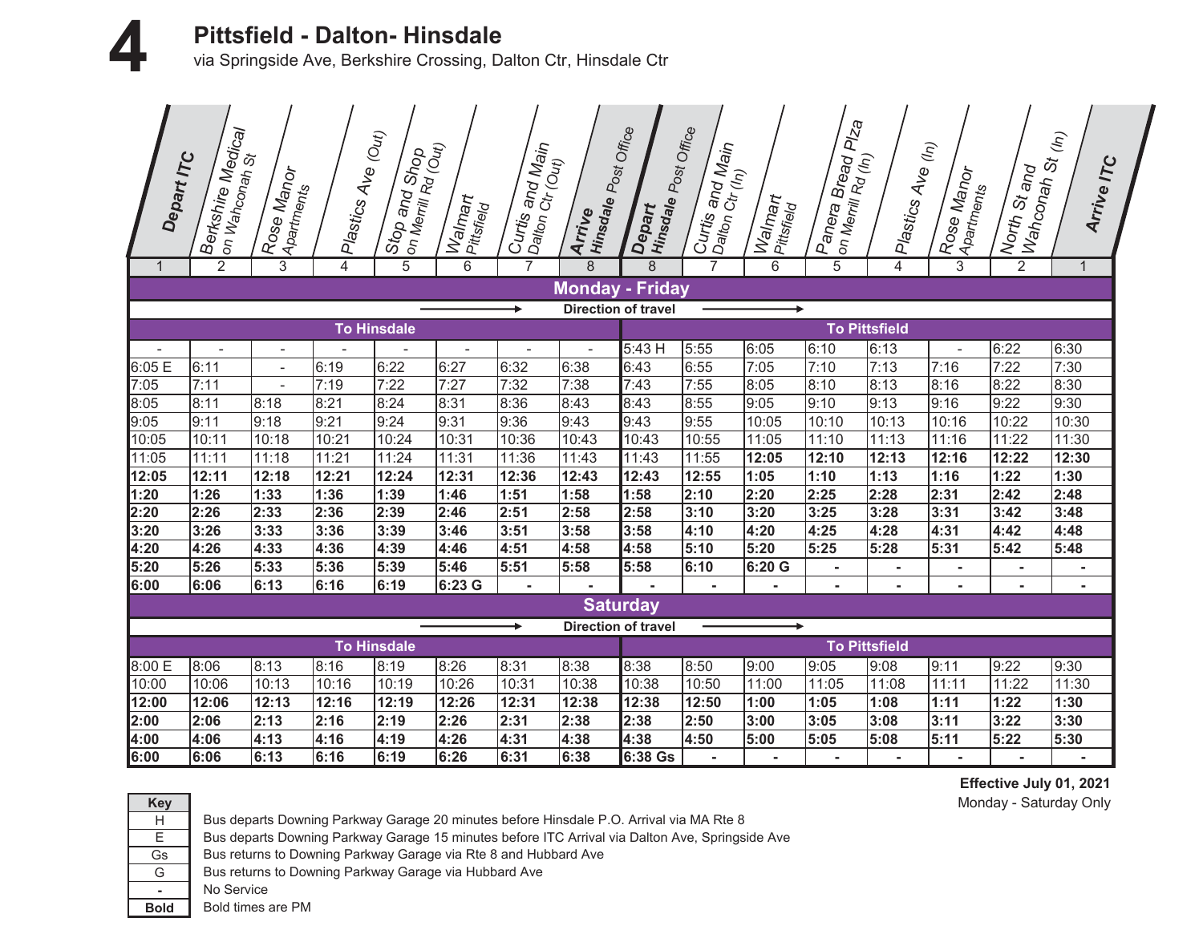# 4 Pittsfield - Dalton- Hinsdale

via Springside Ave, Berkshire Crossing, Dalton Ctr, Hinsdale Ctr

| Depart ITC | Berkshire Medical on Wahconah St | Rose Manor Apartments | Plastics Ave (Out) | Stop and Shop on Merrill Rd (Out) | Walmart Pittsfield | Curtis and Main Dalton Ctr (Out) | Arrive Hinsdale Post Office | Depart Hinsdale Post Office | Curtis and Main Dalton Ctr (In) | Walmart Pittsfield | Panera Bread Plza on Merrill Rd (In) | Plastics Ave (In) | Rose Manor Apartments | North St and Wahconah St (In) | Arrive ITC |
|---|---|---|---|---|---|---|---|---|---|---|---|---|---|---|---|
| 1 | 2 | 3 | 4 | 5 | 6 | 7 | 8 | 8 | 7 | 6 | 5 | 4 | 3 | 2 | 1 |
| **Monday - Friday** | | | | | | | | | | | | | | | |
| Direction of travel | | | | | | | | | | | | | | | |
| **To Hinsdale** | | | | | | | | **To Pittsfield** | | | | | | | |
| - | - | - | - | - | - | - | - | 5:43 H | 5:55 | 6:05 | 6:10 | 6:13 | - | 6:22 | 6:30 |
| 6:05 E | 6:11 | - | 6:19 | 6:22 | 6:27 | 6:32 | 6:38 | 6:43 | 6:55 | 7:05 | 7:10 | 7:13 | 7:16 | 7:22 | 7:30 |
| 7:05 | 7:11 | - | 7:19 | 7:22 | 7:27 | 7:32 | 7:38 | 7:43 | 7:55 | 8:05 | 8:10 | 8:13 | 8:16 | 8:22 | 8:30 |
| 8:05 | 8:11 | 8:18 | 8:21 | 8:24 | 8:31 | 8:36 | 8:43 | 8:43 | 8:55 | 9:05 | 9:10 | 9:13 | 9:16 | 9:22 | 9:30 |
| 9:05 | 9:11 | 9:18 | 9:21 | 9:24 | 9:31 | 9:36 | 9:43 | 9:43 | 9:55 | 10:05 | 10:10 | 10:13 | 10:16 | 10:22 | 10:30 |
| 10:05 | 10:11 | 10:18 | 10:21 | 10:24 | 10:31 | 10:36 | 10:43 | 10:43 | 10:55 | 11:05 | 11:10 | 11:13 | 11:16 | 11:22 | 11:30 |
| 11:05 | 11:11 | 11:18 | 11:21 | 11:24 | 11:31 | 11:36 | 11:43 | 11:43 | 11:55 | **12:05** | **12:10** | **12:13** | **12:16** | **12:22** | **12:30** |
| **12:05** | **12:11** | **12:18** | **12:21** | **12:24** | **12:31** | **12:36** | **12:43** | **12:43** | **12:55** | **1:05** | **1:10** | **1:13** | **1:16** | **1:22** | **1:30** |
| **1:20** | **1:26** | **1:33** | **1:36** | **1:39** | **1:46** | **1:51** | **1:58** | **1:58** | **2:10** | **2:20** | **2:25** | **2:28** | **2:31** | **2:42** | **2:48** |
| **2:20** | **2:26** | **2:33** | **2:36** | **2:39** | **2:46** | **2:51** | **2:58** | **2:58** | **3:10** | **3:20** | **3:25** | **3:28** | **3:31** | **3:42** | **3:48** |
| **3:20** | **3:26** | **3:33** | **3:36** | **3:39** | **3:46** | **3:51** | **3:58** | **3:58** | **4:10** | **4:20** | **4:25** | **4:28** | **4:31** | **4:42** | **4:48** |
| **4:20** | **4:26** | **4:33** | **4:36** | **4:39** | **4:46** | **4:51** | **4:58** | **4:58** | **5:10** | **5:20** | **5:25** | **5:28** | **5:31** | **5:42** | **5:48** |
| **5:20** | **5:26** | **5:33** | **5:36** | **5:39** | **5:46** | **5:51** | **5:58** | **5:58** | **6:10** | **6:20 G** | - | - | - | - | - |
| **6:00** | **6:06** | **6:13** | **6:16** | **6:19** | **6:23 G** | - | - | - | - | - | - | - | - | - | - |
| **Saturday** | | | | | | | | | | | | | | | |
| Direction of travel | | | | | | | | | | | | | | | |
| **To Hinsdale** | | | | | | | | **To Pittsfield** | | | | | | | |
| 8:00 E | 8:06 | 8:13 | 8:16 | 8:19 | 8:26 | 8:31 | 8:38 | 8:38 | 8:50 | 9:00 | 9:05 | 9:08 | 9:11 | 9:22 | 9:30 |
| 10:00 | 10:06 | 10:13 | 10:16 | 10:19 | 10:26 | 10:31 | 10:38 | 10:38 | 10:50 | 11:00 | 11:05 | 11:08 | 11:11 | 11:22 | 11:30 |
| **12:00** | **12:06** | **12:13** | **12:16** | **12:19** | **12:26** | **12:31** | **12:38** | **12:38** | **12:50** | **1:00** | **1:05** | **1:08** | **1:11** | **1:22** | **1:30** |
| **2:00** | **2:06** | **2:13** | **2:16** | **2:19** | **2:26** | **2:31** | **2:38** | **2:38** | **2:50** | **3:00** | **3:05** | **3:08** | **3:11** | **3:22** | **3:30** |
| **4:00** | **4:06** | **4:13** | **4:16** | **4:19** | **4:26** | **4:31** | **4:38** | **4:38** | **4:50** | **5:00** | **5:05** | **5:08** | **5:11** | **5:22** | **5:30** |
| **6:00** | **6:06** | **6:13** | **6:16** | **6:19** | **6:26** | **6:31** | **6:38** | **6:38 Gs** | - | - | - | - | - | - | - |

**Effective July 01, 2021**

Monday - Saturday Only

| Key | |
|---|---|
| H | Bus departs Downing Parkway Garage 20 minutes before Hinsdale P.O. Arrival via MA Rte 8 |
| E | Bus departs Downing Parkway Garage 15 minutes before ITC Arrival via Dalton Ave, Springside Ave |
| Gs | Bus returns to Downing Parkway Garage via Rte 8 and Hubbard Ave |
| G | Bus returns to Downing Parkway Garage via Hubbard Ave |
| - | No Service |
| **Bold** | Bold times are PM |